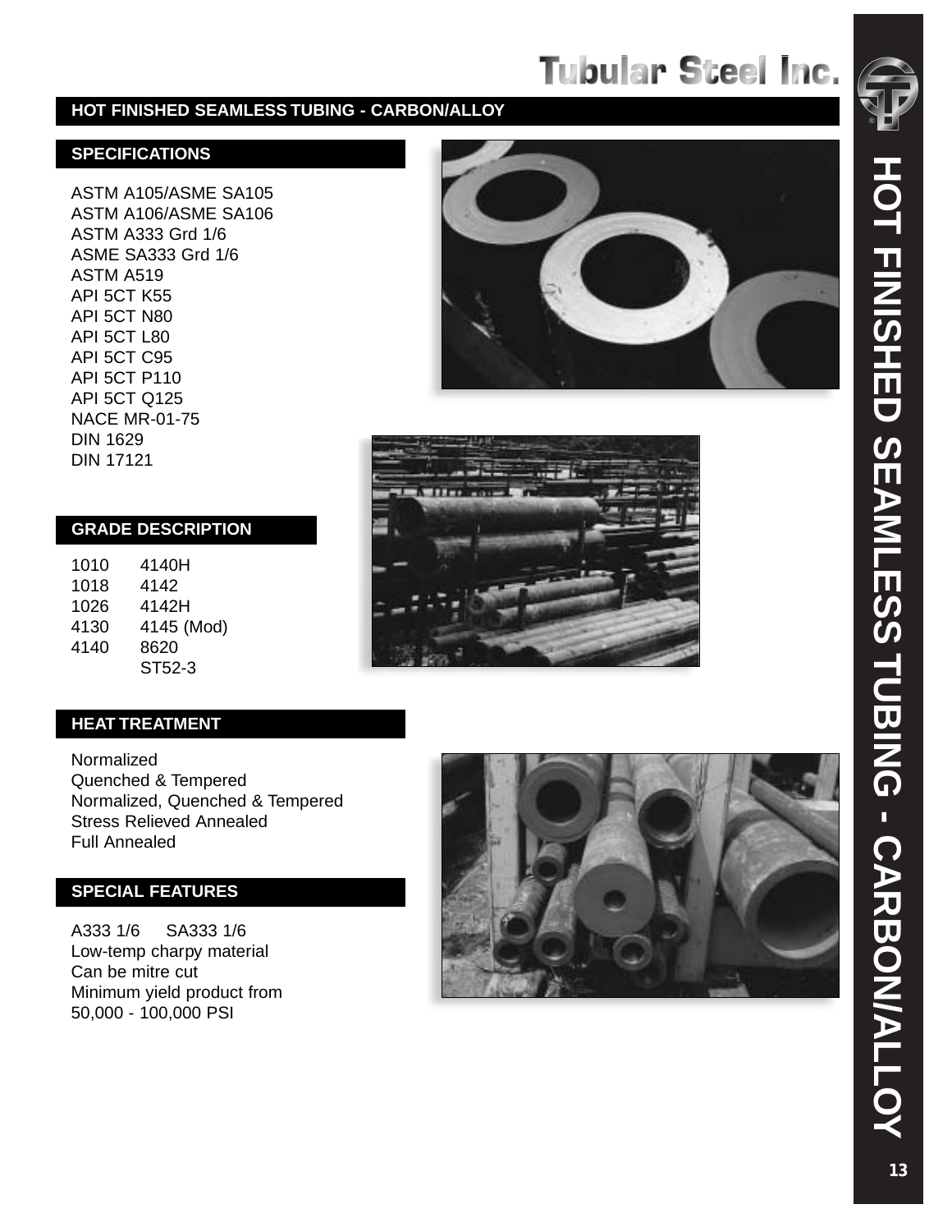# Tubular Steel Inc.

## HOT FINISHED SEAMLESS TUBING - CARBON/ALLOY

### SPECIFICATIONS

ASTM A105/ASME SA105
ASTM A106/ASME SA106
ASTM A333 Grd 1/6
ASME SA333 Grd 1/6
ASTM A519
API 5CT K55
API 5CT N80
API 5CT L80
API 5CT C95
API 5CT P110
API 5CT Q125
NACE MR-01-75
DIN 1629
DIN 17121

### GRADE DESCRIPTION

| | |
|---|---|
| 1010 | 4140H |
| 1018 | 4142 |
| 1026 | 4142H |
| 4130 | 4145 (Mod) |
| 4140 | 8620 |
| | ST52-3 |

### HEAT TREATMENT

Normalized
Quenched & Tempered
Normalized, Quenched & Tempered
Stress Relieved Annealed
Full Annealed

### SPECIAL FEATURES

A333 1/6 SA333 1/6
Low-temp charpy material
Can be mitre cut
Minimum yield product from 50,000 - 100,000 PSI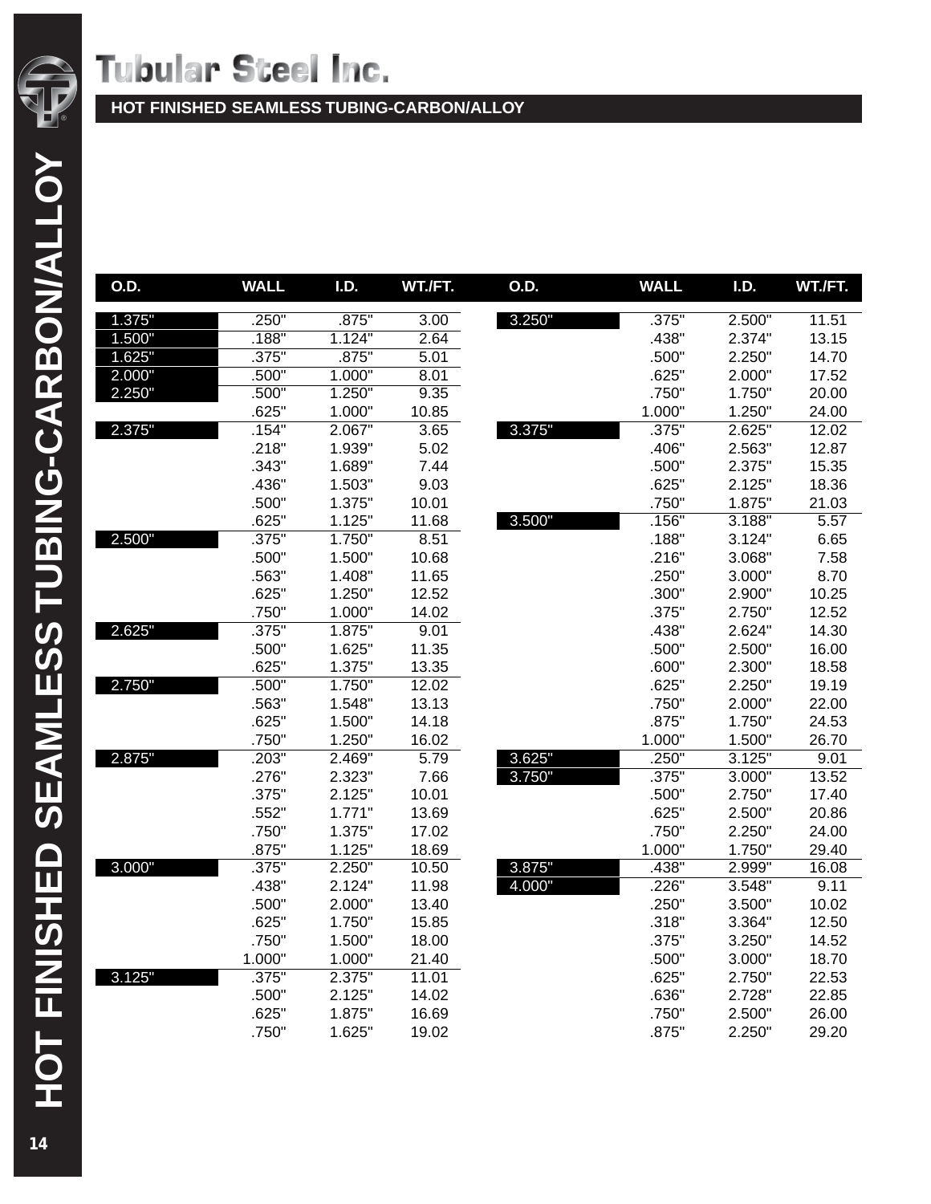# Tubular Steel Inc.

## HOT FINISHED SEAMLESS TUBING-CARBON/ALLOY

| O.D. | WALL | I.D. | WT./FT. |
|---|---|---|---|
| 1.375" | .250" | .875" | 3.00 |
| 1.500" | .188" | 1.124" | 2.64 |
| 1.625" | .375" | .875" | 5.01 |
| 2.000" | .500" | 1.000" | 8.01 |
| 2.250" | .500" | 1.250" | 9.35 |
| | .625" | 1.000" | 10.85 |
| 2.375" | .154" | 2.067" | 3.65 |
| | .218" | 1.939" | 5.02 |
| | .343" | 1.689" | 7.44 |
| | .436" | 1.503" | 9.03 |
| | .500" | 1.375" | 10.01 |
| | .625" | 1.125" | 11.68 |
| 2.500" | .375" | 1.750" | 8.51 |
| | .500" | 1.500" | 10.68 |
| | .563" | 1.408" | 11.65 |
| | .625" | 1.250" | 12.52 |
| | .750" | 1.000" | 14.02 |
| 2.625" | .375" | 1.875" | 9.01 |
| | .500" | 1.625" | 11.35 |
| | .625" | 1.375" | 13.35 |
| 2.750" | .500" | 1.750" | 12.02 |
| | .563" | 1.548" | 13.13 |
| | .625" | 1.500" | 14.18 |
| | .750" | 1.250" | 16.02 |
| 2.875" | .203" | 2.469" | 5.79 |
| | .276" | 2.323" | 7.66 |
| | .375" | 2.125" | 10.01 |
| | .552" | 1.771" | 13.69 |
| | .750" | 1.375" | 17.02 |
| | .875" | 1.125" | 18.69 |
| 3.000" | .375" | 2.250" | 10.50 |
| | .438" | 2.124" | 11.98 |
| | .500" | 2.000" | 13.40 |
| | .625" | 1.750" | 15.85 |
| | .750" | 1.500" | 18.00 |
| | 1.000" | 1.000" | 21.40 |
| 3.125" | .375" | 2.375" | 11.01 |
| | .500" | 2.125" | 14.02 |
| | .625" | 1.875" | 16.69 |
| | .750" | 1.625" | 19.02 |
| 3.250" | .375" | 2.500" | 11.51 |
| | .438" | 2.374" | 13.15 |
| | .500" | 2.250" | 14.70 |
| | .625" | 2.000" | 17.52 |
| | .750" | 1.750" | 20.00 |
| | 1.000" | 1.250" | 24.00 |
| 3.375" | .375" | 2.625" | 12.02 |
| | .406" | 2.563" | 12.87 |
| | .500" | 2.375" | 15.35 |
| | .625" | 2.125" | 18.36 |
| | .750" | 1.875" | 21.03 |
| 3.500" | .156" | 3.188" | 5.57 |
| | .188" | 3.124" | 6.65 |
| | .216" | 3.068" | 7.58 |
| | .250" | 3.000" | 8.70 |
| | .300" | 2.900" | 10.25 |
| | .375" | 2.750" | 12.52 |
| | .438" | 2.624" | 14.30 |
| | .500" | 2.500" | 16.00 |
| | .600" | 2.300" | 18.58 |
| | .625" | 2.250" | 19.19 |
| | .750" | 2.000" | 22.00 |
| | .875" | 1.750" | 24.53 |
| | 1.000" | 1.500" | 26.70 |
| 3.625" | .250" | 3.125" | 9.01 |
| 3.750" | .375" | 3.000" | 13.52 |
| | .500" | 2.750" | 17.40 |
| | .625" | 2.500" | 20.86 |
| | .750" | 2.250" | 24.00 |
| | 1.000" | 1.750" | 29.40 |
| 3.875" | .438" | 2.999" | 16.08 |
| 4.000" | .226" | 3.548" | 9.11 |
| | .250" | 3.500" | 10.02 |
| | .318" | 3.364" | 12.50 |
| | .375" | 3.250" | 14.52 |
| | .500" | 3.000" | 18.70 |
| | .625" | 2.750" | 22.53 |
| | .636" | 2.728" | 22.85 |
| | .750" | 2.500" | 26.00 |
| | .875" | 2.250" | 29.20 |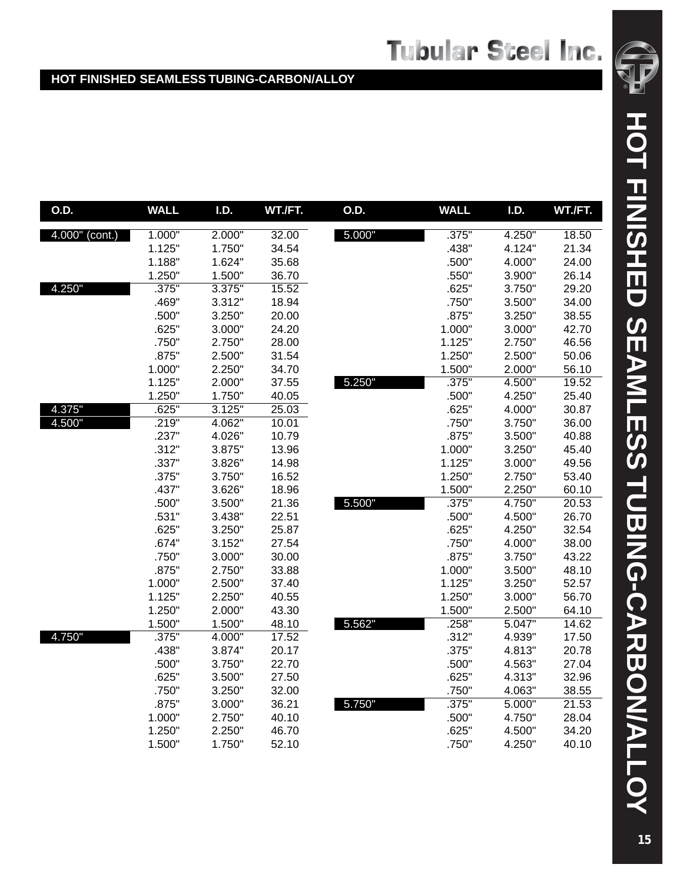## HOT FINISHED SEAMLESS TUBING-CARBON/ALLOY

| O.D. | WALL | I.D. | WT./FT. | O.D. | WALL | I.D. | WT./FT. |
|---|---|---|---|---|---|---|---|
| 4.000" (cont.) | 1.000" | 2.000" | 32.00 | 5.000" | .375" | 4.250" | 18.50 |
| | 1.125" | 1.750" | 34.54 | | .438" | 4.124" | 21.34 |
| | 1.188" | 1.624" | 35.68 | | .500" | 4.000" | 24.00 |
| | 1.250" | 1.500" | 36.70 | | .550" | 3.900" | 26.14 |
| 4.250" | .375" | 3.375" | 15.52 | | .625" | 3.750" | 29.20 |
| | .469" | 3.312" | 18.94 | | .750" | 3.500" | 34.00 |
| | .500" | 3.250" | 20.00 | | .875" | 3.250" | 38.55 |
| | .625" | 3.000" | 24.20 | | 1.000" | 3.000" | 42.70 |
| | .750" | 2.750" | 28.00 | | 1.125" | 2.750" | 46.56 |
| | .875" | 2.500" | 31.54 | | 1.250" | 2.500" | 50.06 |
| | 1.000" | 2.250" | 34.70 | | 1.500" | 2.000" | 56.10 |
| | 1.125" | 2.000" | 37.55 | 5.250" | .375" | 4.500" | 19.52 |
| | 1.250" | 1.750" | 40.05 | | .500" | 4.250" | 25.40 |
| 4.375" | .625" | 3.125" | 25.03 | | .625" | 4.000" | 30.87 |
| 4.500" | .219" | 4.062" | 10.01 | | .750" | 3.750" | 36.00 |
| | .237" | 4.026" | 10.79 | | .875" | 3.500" | 40.88 |
| | .312" | 3.875" | 13.96 | | 1.000" | 3.250" | 45.40 |
| | .337" | 3.826" | 14.98 | | 1.125" | 3.000" | 49.56 |
| | .375" | 3.750" | 16.52 | | 1.250" | 2.750" | 53.40 |
| | .437" | 3.626" | 18.96 | | 1.500" | 2.250" | 60.10 |
| | .500" | 3.500" | 21.36 | 5.500" | .375" | 4.750" | 20.53 |
| | .531" | 3.438" | 22.51 | | .500" | 4.500" | 26.70 |
| | .625" | 3.250" | 25.87 | | .625" | 4.250" | 32.54 |
| | .674" | 3.152" | 27.54 | | .750" | 4.000" | 38.00 |
| | .750" | 3.000" | 30.00 | | .875" | 3.750" | 43.22 |
| | .875" | 2.750" | 33.88 | | 1.000" | 3.500" | 48.10 |
| | 1.000" | 2.500" | 37.40 | | 1.125" | 3.250" | 52.57 |
| | 1.125" | 2.250" | 40.55 | | 1.250" | 3.000" | 56.70 |
| | 1.250" | 2.000" | 43.30 | | 1.500" | 2.500" | 64.10 |
| | 1.500" | 1.500" | 48.10 | 5.562" | .258" | 5.047" | 14.62 |
| 4.750" | .375" | 4.000" | 17.52 | | .312" | 4.939" | 17.50 |
| | .438" | 3.874" | 20.17 | | .375" | 4.813" | 20.78 |
| | .500" | 3.750" | 22.70 | | .500" | 4.563" | 27.04 |
| | .625" | 3.500" | 27.50 | | .625" | 4.313" | 32.96 |
| | .750" | 3.250" | 32.00 | | .750" | 4.063" | 38.55 |
| | .875" | 3.000" | 36.21 | 5.750" | .375" | 5.000" | 21.53 |
| | 1.000" | 2.750" | 40.10 | | .500" | 4.750" | 28.04 |
| | 1.250" | 2.250" | 46.70 | | .625" | 4.500" | 34.20 |
| | 1.500" | 1.750" | 52.10 | | .750" | 4.250" | 40.10 |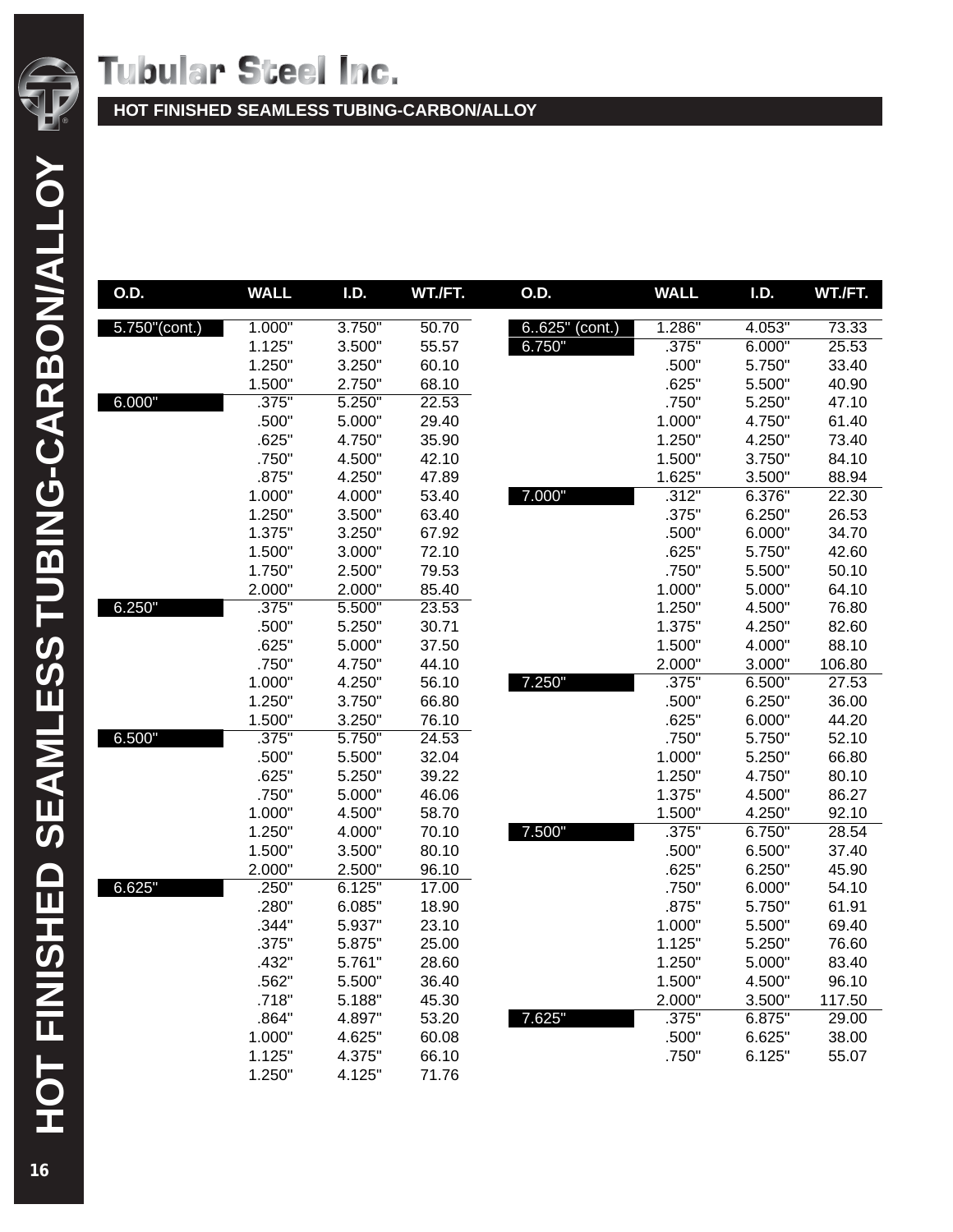# Tubular Steel Inc.

## HOT FINISHED SEAMLESS TUBING-CARBON/ALLOY

| O.D. | WALL | I.D. | WT./FT. |
|---|---|---|---|
| 5.750"(cont.) | 1.000" | 3.750" | 50.70 |
| | 1.125" | 3.500" | 55.57 |
| | 1.250" | 3.250" | 60.10 |
| | 1.500" | 2.750" | 68.10 |
| 6.000" | .375" | 5.250" | 22.53 |
| | .500" | 5.000" | 29.40 |
| | .625" | 4.750" | 35.90 |
| | .750" | 4.500" | 42.10 |
| | .875" | 4.250" | 47.89 |
| | 1.000" | 4.000" | 53.40 |
| | 1.250" | 3.500" | 63.40 |
| | 1.375" | 3.250" | 67.92 |
| | 1.500" | 3.000" | 72.10 |
| | 1.750" | 2.500" | 79.53 |
| | 2.000" | 2.000" | 85.40 |
| 6.250" | .375" | 5.500" | 23.53 |
| | .500" | 5.250" | 30.71 |
| | .625" | 5.000" | 37.50 |
| | .750" | 4.750" | 44.10 |
| | 1.000" | 4.250" | 56.10 |
| | 1.250" | 3.750" | 66.80 |
| | 1.500" | 3.250" | 76.10 |
| 6.500" | .375" | 5.750" | 24.53 |
| | .500" | 5.500" | 32.04 |
| | .625" | 5.250" | 39.22 |
| | .750" | 5.000" | 46.06 |
| | 1.000" | 4.500" | 58.70 |
| | 1.250" | 4.000" | 70.10 |
| | 1.500" | 3.500" | 80.10 |
| | 2.000" | 2.500" | 96.10 |
| 6.625" | .250" | 6.125" | 17.00 |
| | .280" | 6.085" | 18.90 |
| | .344" | 5.937" | 23.10 |
| | .375" | 5.875" | 25.00 |
| | .432" | 5.761" | 28.60 |
| | .562" | 5.500" | 36.40 |
| | .718" | 5.188" | 45.30 |
| | .864" | 4.897" | 53.20 |
| | 1.000" | 4.625" | 60.08 |
| | 1.125" | 4.375" | 66.10 |
| | 1.250" | 4.125" | 71.76 |
| 6..625" (cont.) | 1.286" | 4.053" | 73.33 |
| 6.750" | .375" | 6.000" | 25.53 |
| | .500" | 5.750" | 33.40 |
| | .625" | 5.500" | 40.90 |
| | .750" | 5.250" | 47.10 |
| | 1.000" | 4.750" | 61.40 |
| | 1.250" | 4.250" | 73.40 |
| | 1.500" | 3.750" | 84.10 |
| | 1.625" | 3.500" | 88.94 |
| 7.000" | .312" | 6.376" | 22.30 |
| | .375" | 6.250" | 26.53 |
| | .500" | 6.000" | 34.70 |
| | .625" | 5.750" | 42.60 |
| | .750" | 5.500" | 50.10 |
| | 1.000" | 5.000" | 64.10 |
| | 1.250" | 4.500" | 76.80 |
| | 1.375" | 4.250" | 82.60 |
| | 1.500" | 4.000" | 88.10 |
| | 2.000" | 3.000" | 106.80 |
| 7.250" | .375" | 6.500" | 27.53 |
| | .500" | 6.250" | 36.00 |
| | .625" | 6.000" | 44.20 |
| | .750" | 5.750" | 52.10 |
| | 1.000" | 5.250" | 66.80 |
| | 1.250" | 4.750" | 80.10 |
| | 1.375" | 4.500" | 86.27 |
| | 1.500" | 4.250" | 92.10 |
| 7.500" | .375" | 6.750" | 28.54 |
| | .500" | 6.500" | 37.40 |
| | .625" | 6.250" | 45.90 |
| | .750" | 6.000" | 54.10 |
| | .875" | 5.750" | 61.91 |
| | 1.000" | 5.500" | 69.40 |
| | 1.125" | 5.250" | 76.60 |
| | 1.250" | 5.000" | 83.40 |
| | 1.500" | 4.500" | 96.10 |
| | 2.000" | 3.500" | 117.50 |
| 7.625" | .375" | 6.875" | 29.00 |
| | .500" | 6.625" | 38.00 |
| | .750" | 6.125" | 55.07 |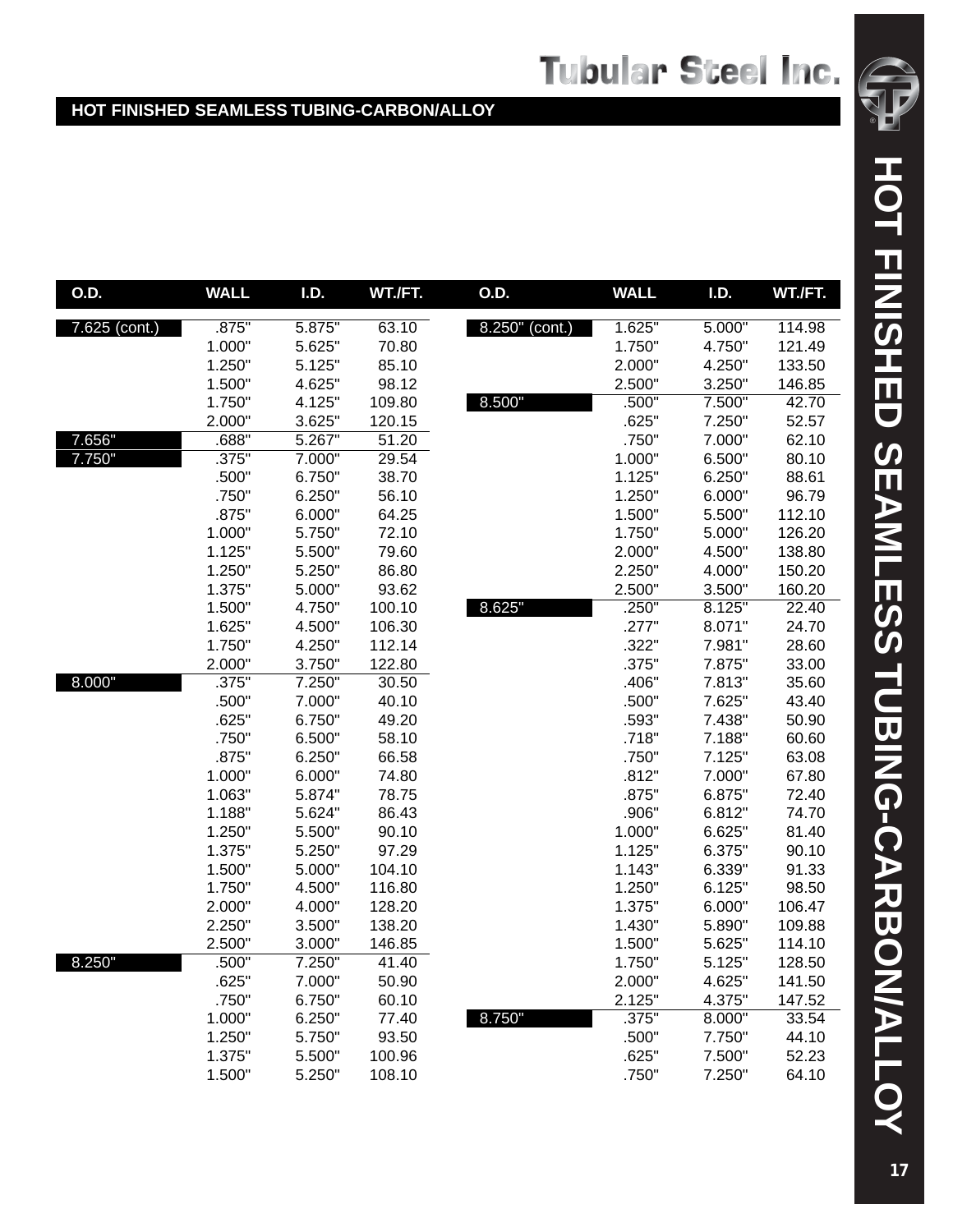## HOT FINISHED SEAMLESS TUBING-CARBON/ALLOY

| O.D. | WALL | I.D. | WT./FT. |
|---|---|---|---|
| 7.625 (cont.) | .875" | 5.875" | 63.10 |
| | 1.000" | 5.625" | 70.80 |
| | 1.250" | 5.125" | 85.10 |
| | 1.500" | 4.625" | 98.12 |
| | 1.750" | 4.125" | 109.80 |
| | 2.000" | 3.625" | 120.15 |
| 7.656" | .688" | 5.267" | 51.20 |
| 7.750" | .375" | 7.000" | 29.54 |
| | .500" | 6.750" | 38.70 |
| | .750" | 6.250" | 56.10 |
| | .875" | 6.000" | 64.25 |
| | 1.000" | 5.750" | 72.10 |
| | 1.125" | 5.500" | 79.60 |
| | 1.250" | 5.250" | 86.80 |
| | 1.375" | 5.000" | 93.62 |
| | 1.500" | 4.750" | 100.10 |
| | 1.625" | 4.500" | 106.30 |
| | 1.750" | 4.250" | 112.14 |
| | 2.000" | 3.750" | 122.80 |
| 8.000" | .375" | 7.250" | 30.50 |
| | .500" | 7.000" | 40.10 |
| | .625" | 6.750" | 49.20 |
| | .750" | 6.500" | 58.10 |
| | .875" | 6.250" | 66.58 |
| | 1.000" | 6.000" | 74.80 |
| | 1.063" | 5.874" | 78.75 |
| | 1.188" | 5.624" | 86.43 |
| | 1.250" | 5.500" | 90.10 |
| | 1.375" | 5.250" | 97.29 |
| | 1.500" | 5.000" | 104.10 |
| | 1.750" | 4.500" | 116.80 |
| | 2.000" | 4.000" | 128.20 |
| | 2.250" | 3.500" | 138.20 |
| | 2.500" | 3.000" | 146.85 |
| 8.250" | .500" | 7.250" | 41.40 |
| | .625" | 7.000" | 50.90 |
| | .750" | 6.750" | 60.10 |
| | 1.000" | 6.250" | 77.40 |
| | 1.250" | 5.750" | 93.50 |
| | 1.375" | 5.500" | 100.96 |
| | 1.500" | 5.250" | 108.10 |
| 8.250" (cont.) | 1.625" | 5.000" | 114.98 |
| | 1.750" | 4.750" | 121.49 |
| | 2.000" | 4.250" | 133.50 |
| | 2.500" | 3.250" | 146.85 |
| 8.500" | .500" | 7.500" | 42.70 |
| | .625" | 7.250" | 52.57 |
| | .750" | 7.000" | 62.10 |
| | 1.000" | 6.500" | 80.10 |
| | 1.125" | 6.250" | 88.61 |
| | 1.250" | 6.000" | 96.79 |
| | 1.500" | 5.500" | 112.10 |
| | 1.750" | 5.000" | 126.20 |
| | 2.000" | 4.500" | 138.80 |
| | 2.250" | 4.000" | 150.20 |
| | 2.500" | 3.500" | 160.20 |
| 8.625" | .250" | 8.125" | 22.40 |
| | .277" | 8.071" | 24.70 |
| | .322" | 7.981" | 28.60 |
| | .375" | 7.875" | 33.00 |
| | .406" | 7.813" | 35.60 |
| | .500" | 7.625" | 43.40 |
| | .593" | 7.438" | 50.90 |
| | .718" | 7.188" | 60.60 |
| | .750" | 7.125" | 63.08 |
| | .812" | 7.000" | 67.80 |
| | .875" | 6.875" | 72.40 |
| | .906" | 6.812" | 74.70 |
| | 1.000" | 6.625" | 81.40 |
| | 1.125" | 6.375" | 90.10 |
| | 1.143" | 6.339" | 91.33 |
| | 1.250" | 6.125" | 98.50 |
| | 1.375" | 6.000" | 106.47 |
| | 1.430" | 5.890" | 109.88 |
| | 1.500" | 5.625" | 114.10 |
| | 1.750" | 5.125" | 128.50 |
| | 2.000" | 4.625" | 141.50 |
| | 2.125" | 4.375" | 147.52 |
| 8.750" | .375" | 8.000" | 33.54 |
| | .500" | 7.750" | 44.10 |
| | .625" | 7.500" | 52.23 |
| | .750" | 7.250" | 64.10 |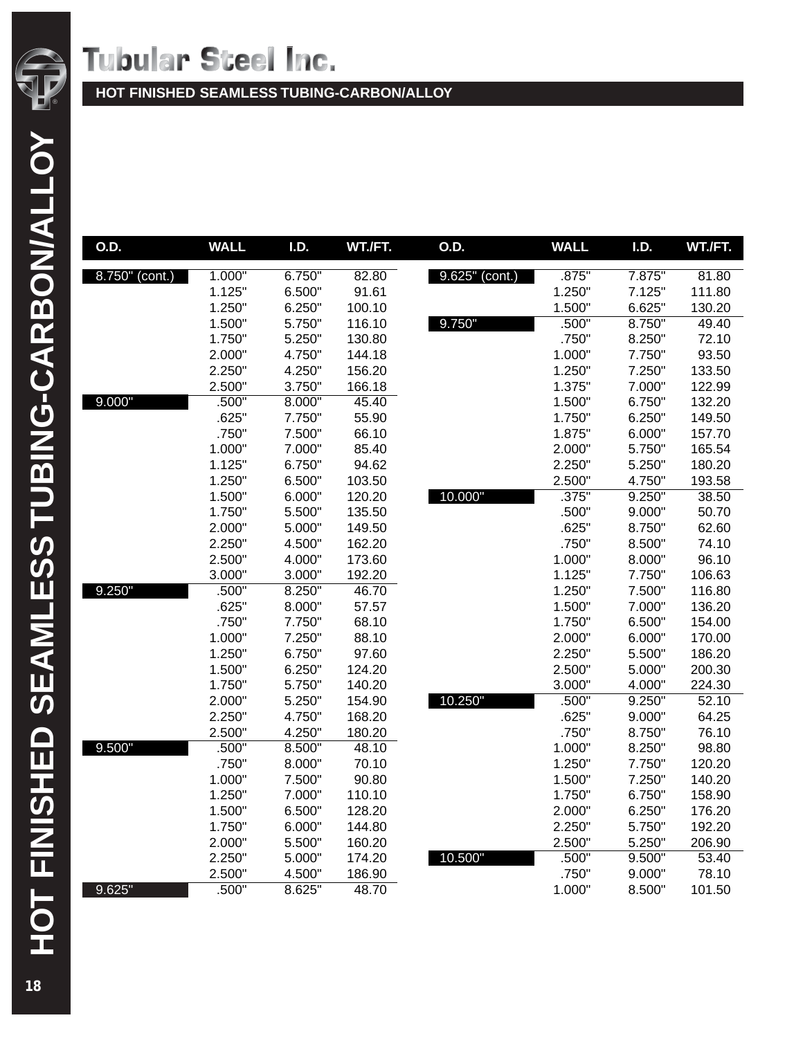# Tubular Steel Inc.

## HOT FINISHED SEAMLESS TUBING-CARBON/ALLOY

| O.D. | WALL | I.D. | WT./FT. |
|---|---|---|---|
| 8.750" (cont.) | 1.000" | 6.750" | 82.80 |
| | 1.125" | 6.500" | 91.61 |
| | 1.250" | 6.250" | 100.10 |
| | 1.500" | 5.750" | 116.10 |
| | 1.750" | 5.250" | 130.80 |
| | 2.000" | 4.750" | 144.18 |
| | 2.250" | 4.250" | 156.20 |
| | 2.500" | 3.750" | 166.18 |
| 9.000" | .500" | 8.000" | 45.40 |
| | .625" | 7.750" | 55.90 |
| | .750" | 7.500" | 66.10 |
| | 1.000" | 7.000" | 85.40 |
| | 1.125" | 6.750" | 94.62 |
| | 1.250" | 6.500" | 103.50 |
| | 1.500" | 6.000" | 120.20 |
| | 1.750" | 5.500" | 135.50 |
| | 2.000" | 5.000" | 149.50 |
| | 2.250" | 4.500" | 162.20 |
| | 2.500" | 4.000" | 173.60 |
| | 3.000" | 3.000" | 192.20 |
| 9.250" | .500" | 8.250" | 46.70 |
| | .625" | 8.000" | 57.57 |
| | .750" | 7.750" | 68.10 |
| | 1.000" | 7.250" | 88.10 |
| | 1.250" | 6.750" | 97.60 |
| | 1.500" | 6.250" | 124.20 |
| | 1.750" | 5.750" | 140.20 |
| | 2.000" | 5.250" | 154.90 |
| | 2.250" | 4.750" | 168.20 |
| | 2.500" | 4.250" | 180.20 |
| 9.500" | .500" | 8.500" | 48.10 |
| | .750" | 8.000" | 70.10 |
| | 1.000" | 7.500" | 90.80 |
| | 1.250" | 7.000" | 110.10 |
| | 1.500" | 6.500" | 128.20 |
| | 1.750" | 6.000" | 144.80 |
| | 2.000" | 5.500" | 160.20 |
| | 2.250" | 5.000" | 174.20 |
| | 2.500" | 4.500" | 186.90 |
| 9.625" | .500" | 8.625" | 48.70 |
| 9.625" (cont.) | .875" | 7.875" | 81.80 |
| | 1.250" | 7.125" | 111.80 |
| | 1.500" | 6.625" | 130.20 |
| 9.750" | .500" | 8.750" | 49.40 |
| | .750" | 8.250" | 72.10 |
| | 1.000" | 7.750" | 93.50 |
| | 1.250" | 7.250" | 133.50 |
| | 1.375" | 7.000" | 122.99 |
| | 1.500" | 6.750" | 132.20 |
| | 1.750" | 6.250" | 149.50 |
| | 1.875" | 6.000" | 157.70 |
| | 2.000" | 5.750" | 165.54 |
| | 2.250" | 5.250" | 180.20 |
| | 2.500" | 4.750" | 193.58 |
| 10.000" | .375" | 9.250" | 38.50 |
| | .500" | 9.000" | 50.70 |
| | .625" | 8.750" | 62.60 |
| | .750" | 8.500" | 74.10 |
| | 1.000" | 8.000" | 96.10 |
| | 1.125" | 7.750" | 106.63 |
| | 1.250" | 7.500" | 116.80 |
| | 1.500" | 7.000" | 136.20 |
| | 1.750" | 6.500" | 154.00 |
| | 2.000" | 6.000" | 170.00 |
| | 2.250" | 5.500" | 186.20 |
| | 2.500" | 5.000" | 200.30 |
| | 3.000" | 4.000" | 224.30 |
| 10.250" | .500" | 9.250" | 52.10 |
| | .625" | 9.000" | 64.25 |
| | .750" | 8.750" | 76.10 |
| | 1.000" | 8.250" | 98.80 |
| | 1.250" | 7.750" | 120.20 |
| | 1.500" | 7.250" | 140.20 |
| | 1.750" | 6.750" | 158.90 |
| | 2.000" | 6.250" | 176.20 |
| | 2.250" | 5.750" | 192.20 |
| | 2.500" | 5.250" | 206.90 |
| 10.500" | .500" | 9.500" | 53.40 |
| | .750" | 9.000" | 78.10 |
| | 1.000" | 8.500" | 101.50 |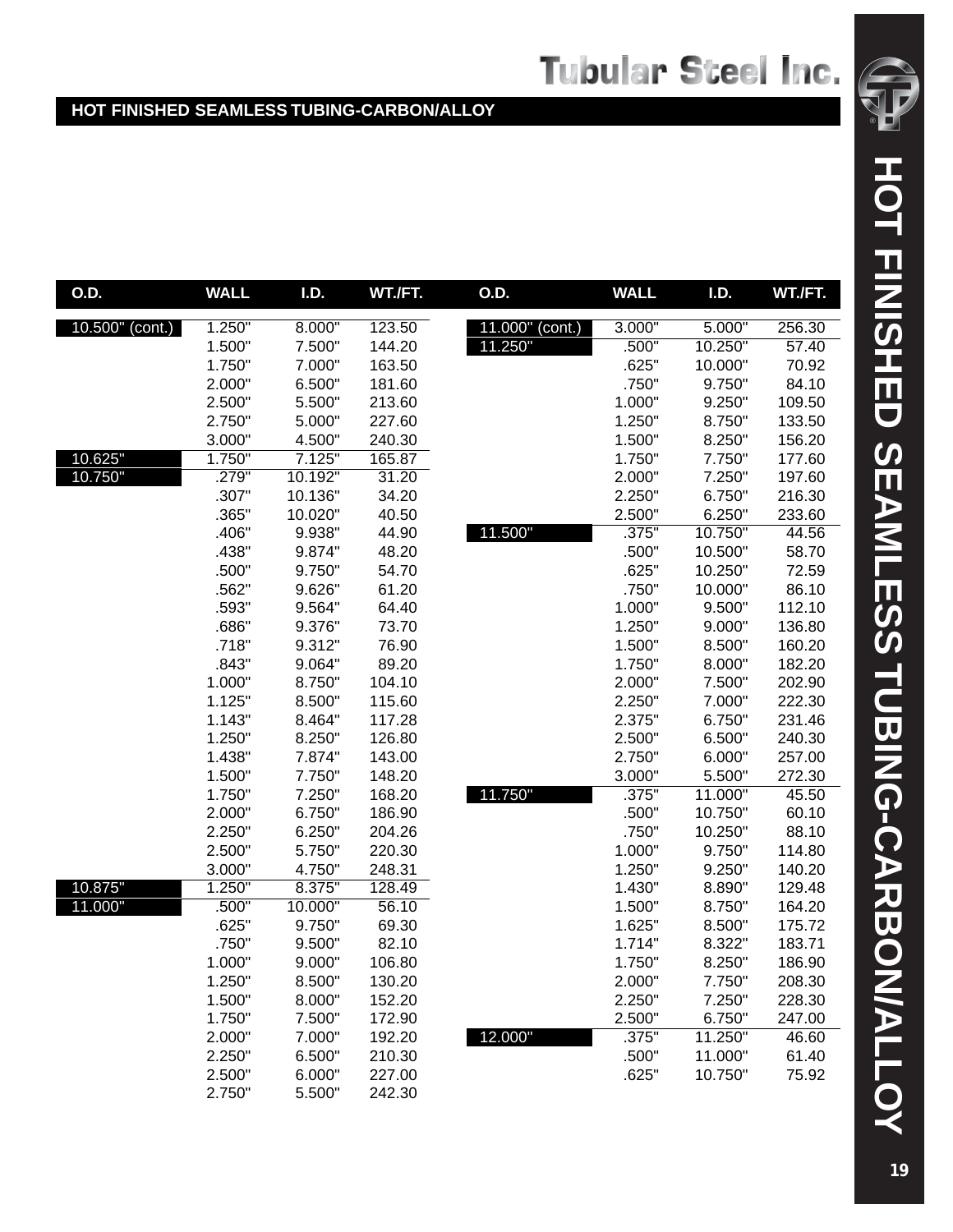## HOT FINISHED SEAMLESS TUBING-CARBON/ALLOY

| O.D. | WALL | I.D. | WT./FT. |
|---|---|---|---|
| 10.500" (cont.) | 1.250" | 8.000" | 123.50 |
| | 1.500" | 7.500" | 144.20 |
| | 1.750" | 7.000" | 163.50 |
| | 2.000" | 6.500" | 181.60 |
| | 2.500" | 5.500" | 213.60 |
| | 2.750" | 5.000" | 227.60 |
| | 3.000" | 4.500" | 240.30 |
| 10.625" | 1.750" | 7.125" | 165.87 |
| 10.750" | .279" | 10.192" | 31.20 |
| | .307" | 10.136" | 34.20 |
| | .365" | 10.020" | 40.50 |
| | .406" | 9.938" | 44.90 |
| | .438" | 9.874" | 48.20 |
| | .500" | 9.750" | 54.70 |
| | .562" | 9.626" | 61.20 |
| | .593" | 9.564" | 64.40 |
| | .686" | 9.376" | 73.70 |
| | .718" | 9.312" | 76.90 |
| | .843" | 9.064" | 89.20 |
| | 1.000" | 8.750" | 104.10 |
| | 1.125" | 8.500" | 115.60 |
| | 1.143" | 8.464" | 117.28 |
| | 1.250" | 8.250" | 126.80 |
| | 1.438" | 7.874" | 143.00 |
| | 1.500" | 7.750" | 148.20 |
| | 1.750" | 7.250" | 168.20 |
| | 2.000" | 6.750" | 186.90 |
| | 2.250" | 6.250" | 204.26 |
| | 2.500" | 5.750" | 220.30 |
| | 3.000" | 4.750" | 248.31 |
| 10.875" | 1.250" | 8.375" | 128.49 |
| 11.000" | .500" | 10.000" | 56.10 |
| | .625" | 9.750" | 69.30 |
| | .750" | 9.500" | 82.10 |
| | 1.000" | 9.000" | 106.80 |
| | 1.250" | 8.500" | 130.20 |
| | 1.500" | 8.000" | 152.20 |
| | 1.750" | 7.500" | 172.90 |
| | 2.000" | 7.000" | 192.20 |
| | 2.250" | 6.500" | 210.30 |
| | 2.500" | 6.000" | 227.00 |
| | 2.750" | 5.500" | 242.30 |
| 11.000" (cont.) | 3.000" | 5.000" | 256.30 |
| 11.250" | .500" | 10.250" | 57.40 |
| | .625" | 10.000" | 70.92 |
| | .750" | 9.750" | 84.10 |
| | 1.000" | 9.250" | 109.50 |
| | 1.250" | 8.750" | 133.50 |
| | 1.500" | 8.250" | 156.20 |
| | 1.750" | 7.750" | 177.60 |
| | 2.000" | 7.250" | 197.60 |
| | 2.250" | 6.750" | 216.30 |
| | 2.500" | 6.250" | 233.60 |
| 11.500" | .375" | 10.750" | 44.56 |
| | .500" | 10.500" | 58.70 |
| | .625" | 10.250" | 72.59 |
| | .750" | 10.000" | 86.10 |
| | 1.000" | 9.500" | 112.10 |
| | 1.250" | 9.000" | 136.80 |
| | 1.500" | 8.500" | 160.20 |
| | 1.750" | 8.000" | 182.20 |
| | 2.000" | 7.500" | 202.90 |
| | 2.250" | 7.000" | 222.30 |
| | 2.375" | 6.750" | 231.46 |
| | 2.500" | 6.500" | 240.30 |
| | 2.750" | 6.000" | 257.00 |
| | 3.000" | 5.500" | 272.30 |
| 11.750" | .375" | 11.000" | 45.50 |
| | .500" | 10.750" | 60.10 |
| | .750" | 10.250" | 88.10 |
| | 1.000" | 9.750" | 114.80 |
| | 1.250" | 9.250" | 140.20 |
| | 1.430" | 8.890" | 129.48 |
| | 1.500" | 8.750" | 164.20 |
| | 1.625" | 8.500" | 175.72 |
| | 1.714" | 8.322" | 183.71 |
| | 1.750" | 8.250" | 186.90 |
| | 2.000" | 7.750" | 208.30 |
| | 2.250" | 7.250" | 228.30 |
| | 2.500" | 6.750" | 247.00 |
| 12.000" | .375" | 11.250" | 46.60 |
| | .500" | 11.000" | 61.40 |
| | .625" | 10.750" | 75.92 |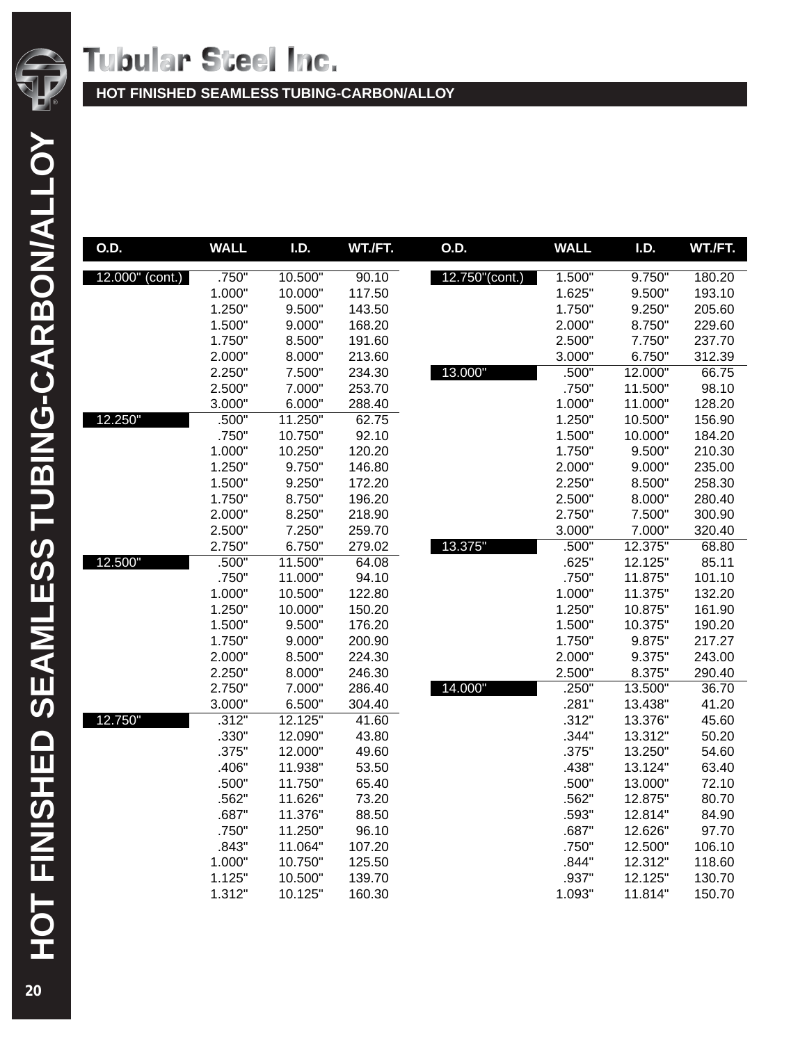# Tubular Steel Inc.

## HOT FINISHED SEAMLESS TUBING-CARBON/ALLOY

| O.D. | WALL | I.D. | WT./FT. |
|---|---|---|---|
| 12.000" (cont.) | .750" | 10.500" | 90.10 |
| | 1.000" | 10.000" | 117.50 |
| | 1.250" | 9.500" | 143.50 |
| | 1.500" | 9.000" | 168.20 |
| | 1.750" | 8.500" | 191.60 |
| | 2.000" | 8.000" | 213.60 |
| | 2.250" | 7.500" | 234.30 |
| | 2.500" | 7.000" | 253.70 |
| | 3.000" | 6.000" | 288.40 |
| 12.250" | .500" | 11.250" | 62.75 |
| | .750" | 10.750" | 92.10 |
| | 1.000" | 10.250" | 120.20 |
| | 1.250" | 9.750" | 146.80 |
| | 1.500" | 9.250" | 172.20 |
| | 1.750" | 8.750" | 196.20 |
| | 2.000" | 8.250" | 218.90 |
| | 2.500" | 7.250" | 259.70 |
| | 2.750" | 6.750" | 279.02 |
| 12.500" | .500" | 11.500" | 64.08 |
| | .750" | 11.000" | 94.10 |
| | 1.000" | 10.500" | 122.80 |
| | 1.250" | 10.000" | 150.20 |
| | 1.500" | 9.500" | 176.20 |
| | 1.750" | 9.000" | 200.90 |
| | 2.000" | 8.500" | 224.30 |
| | 2.250" | 8.000" | 246.30 |
| | 2.750" | 7.000" | 286.40 |
| | 3.000" | 6.500" | 304.40 |
| 12.750" | .312" | 12.125" | 41.60 |
| | .330" | 12.090" | 43.80 |
| | .375" | 12.000" | 49.60 |
| | .406" | 11.938" | 53.50 |
| | .500" | 11.750" | 65.40 |
| | .562" | 11.626" | 73.20 |
| | .687" | 11.376" | 88.50 |
| | .750" | 11.250" | 96.10 |
| | .843" | 11.064" | 107.20 |
| | 1.000" | 10.750" | 125.50 |
| | 1.125" | 10.500" | 139.70 |
| | 1.312" | 10.125" | 160.30 |
| 12.750"(cont.) | 1.500" | 9.750" | 180.20 |
| | 1.625" | 9.500" | 193.10 |
| | 1.750" | 9.250" | 205.60 |
| | 2.000" | 8.750" | 229.60 |
| | 2.500" | 7.750" | 237.70 |
| | 3.000" | 6.750" | 312.39 |
| 13.000" | .500" | 12.000" | 66.75 |
| | .750" | 11.500" | 98.10 |
| | 1.000" | 11.000" | 128.20 |
| | 1.250" | 10.500" | 156.90 |
| | 1.500" | 10.000" | 184.20 |
| | 1.750" | 9.500" | 210.30 |
| | 2.000" | 9.000" | 235.00 |
| | 2.250" | 8.500" | 258.30 |
| | 2.500" | 8.000" | 280.40 |
| | 2.750" | 7.500" | 300.90 |
| | 3.000" | 7.000" | 320.40 |
| 13.375" | .500" | 12.375" | 68.80 |
| | .625" | 12.125" | 85.11 |
| | .750" | 11.875" | 101.10 |
| | 1.000" | 11.375" | 132.20 |
| | 1.250" | 10.875" | 161.90 |
| | 1.500" | 10.375" | 190.20 |
| | 1.750" | 9.875" | 217.27 |
| | 2.000" | 9.375" | 243.00 |
| | 2.500" | 8.375" | 290.40 |
| 14.000" | .250" | 13.500" | 36.70 |
| | .281" | 13.438" | 41.20 |
| | .312" | 13.376" | 45.60 |
| | .344" | 13.312" | 50.20 |
| | .375" | 13.250" | 54.60 |
| | .438" | 13.124" | 63.40 |
| | .500" | 13.000" | 72.10 |
| | .562" | 12.875" | 80.70 |
| | .593" | 12.814" | 84.90 |
| | .687" | 12.626" | 97.70 |
| | .750" | 12.500" | 106.10 |
| | .844" | 12.312" | 118.60 |
| | .937" | 12.125" | 130.70 |
| | 1.093" | 11.814" | 150.70 |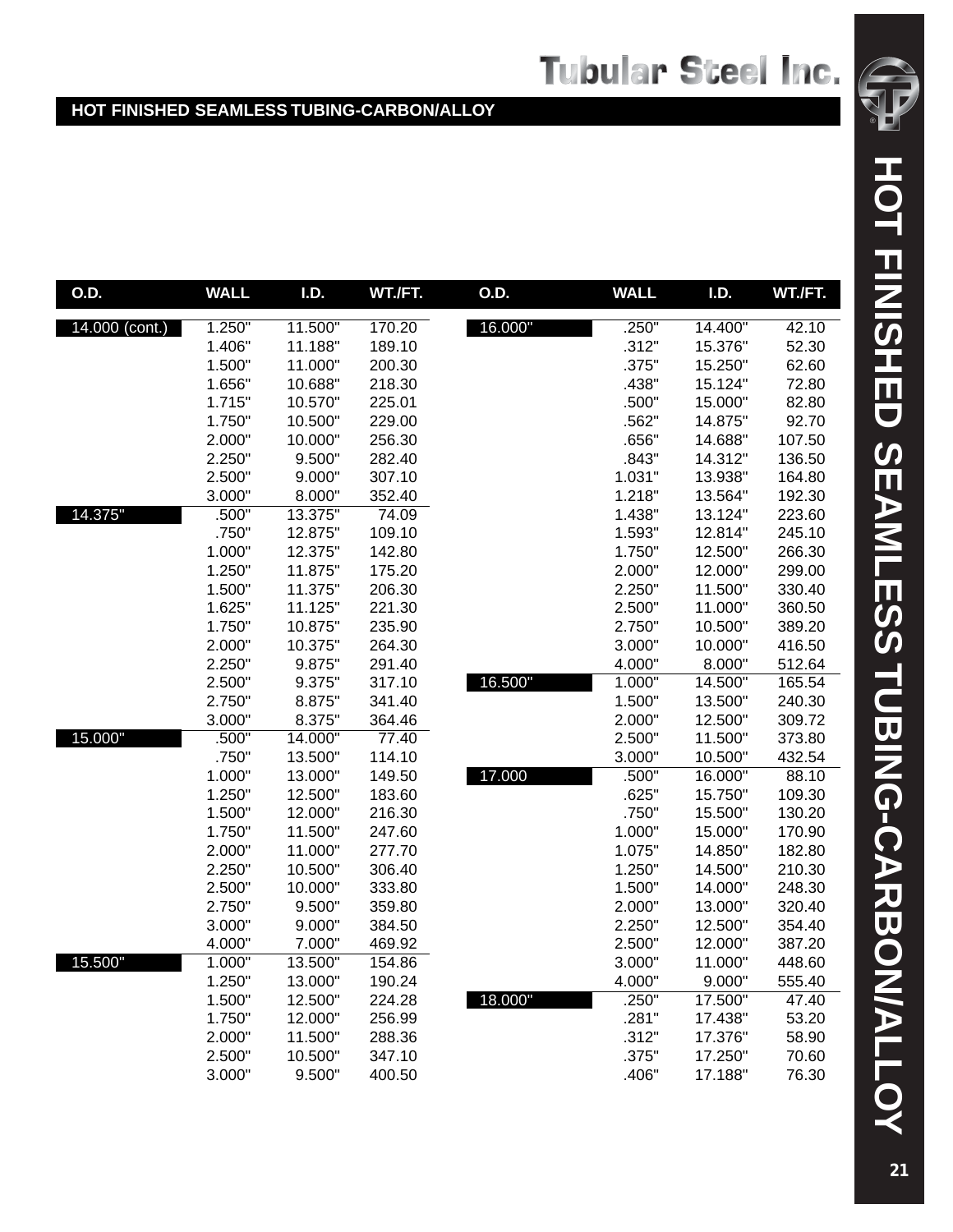## HOT FINISHED SEAMLESS TUBING-CARBON/ALLOY

| O.D. | WALL | I.D. | WT./FT. |
|---|---|---|---|
| 14.000 (cont.) | 1.250" | 11.500" | 170.20 |
| | 1.406" | 11.188" | 189.10 |
| | 1.500" | 11.000" | 200.30 |
| | 1.656" | 10.688" | 218.30 |
| | 1.715" | 10.570" | 225.01 |
| | 1.750" | 10.500" | 229.00 |
| | 2.000" | 10.000" | 256.30 |
| | 2.250" | 9.500" | 282.40 |
| | 2.500" | 9.000" | 307.10 |
| | 3.000" | 8.000" | 352.40 |
| 14.375" | .500" | 13.375" | 74.09 |
| | .750" | 12.875" | 109.10 |
| | 1.000" | 12.375" | 142.80 |
| | 1.250" | 11.875" | 175.20 |
| | 1.500" | 11.375" | 206.30 |
| | 1.625" | 11.125" | 221.30 |
| | 1.750" | 10.875" | 235.90 |
| | 2.000" | 10.375" | 264.30 |
| | 2.250" | 9.875" | 291.40 |
| | 2.500" | 9.375" | 317.10 |
| | 2.750" | 8.875" | 341.40 |
| | 3.000" | 8.375" | 364.46 |
| 15.000" | .500" | 14.000" | 77.40 |
| | .750" | 13.500" | 114.10 |
| | 1.000" | 13.000" | 149.50 |
| | 1.250" | 12.500" | 183.60 |
| | 1.500" | 12.000" | 216.30 |
| | 1.750" | 11.500" | 247.60 |
| | 2.000" | 11.000" | 277.70 |
| | 2.250" | 10.500" | 306.40 |
| | 2.500" | 10.000" | 333.80 |
| | 2.750" | 9.500" | 359.80 |
| | 3.000" | 9.000" | 384.50 |
| | 4.000" | 7.000" | 469.92 |
| 15.500" | 1.000" | 13.500" | 154.86 |
| | 1.250" | 13.000" | 190.24 |
| | 1.500" | 12.500" | 224.28 |
| | 1.750" | 12.000" | 256.99 |
| | 2.000" | 11.500" | 288.36 |
| | 2.500" | 10.500" | 347.10 |
| | 3.000" | 9.500" | 400.50 |
| 16.000" | .250" | 14.400" | 42.10 |
| | .312" | 15.376" | 52.30 |
| | .375" | 15.250" | 62.60 |
| | .438" | 15.124" | 72.80 |
| | .500" | 15.000" | 82.80 |
| | .562" | 14.875" | 92.70 |
| | .656" | 14.688" | 107.50 |
| | .843" | 14.312" | 136.50 |
| | 1.031" | 13.938" | 164.80 |
| | 1.218" | 13.564" | 192.30 |
| | 1.438" | 13.124" | 223.60 |
| | 1.593" | 12.814" | 245.10 |
| | 1.750" | 12.500" | 266.30 |
| | 2.000" | 12.000" | 299.00 |
| | 2.250" | 11.500" | 330.40 |
| | 2.500" | 11.000" | 360.50 |
| | 2.750" | 10.500" | 389.20 |
| | 3.000" | 10.000" | 416.50 |
| | 4.000" | 8.000" | 512.64 |
| 16.500" | 1.000" | 14.500" | 165.54 |
| | 1.500" | 13.500" | 240.30 |
| | 2.000" | 12.500" | 309.72 |
| | 2.500" | 11.500" | 373.80 |
| | 3.000" | 10.500" | 432.54 |
| 17.000 | .500" | 16.000" | 88.10 |
| | .625" | 15.750" | 109.30 |
| | .750" | 15.500" | 130.20 |
| | 1.000" | 15.000" | 170.90 |
| | 1.075" | 14.850" | 182.80 |
| | 1.250" | 14.500" | 210.30 |
| | 1.500" | 14.000" | 248.30 |
| | 2.000" | 13.000" | 320.40 |
| | 2.250" | 12.500" | 354.40 |
| | 2.500" | 12.000" | 387.20 |
| | 3.000" | 11.000" | 448.60 |
| | 4.000" | 9.000" | 555.40 |
| 18.000" | .250" | 17.500" | 47.40 |
| | .281" | 17.438" | 53.20 |
| | .312" | 17.376" | 58.90 |
| | .375" | 17.250" | 70.60 |
| | .406" | 17.188" | 76.30 |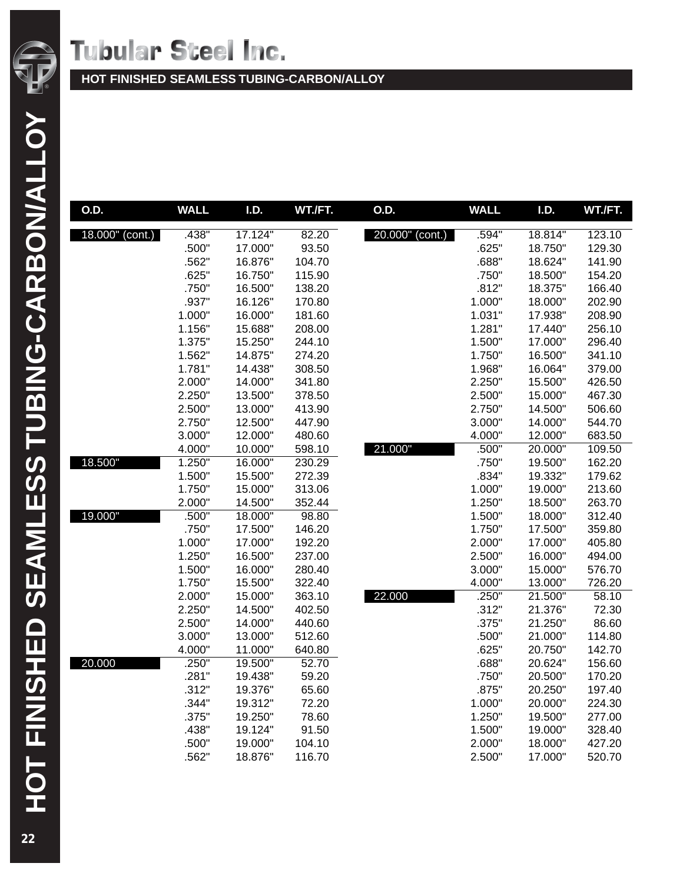# Tubular Steel Inc.

## HOT FINISHED SEAMLESS TUBING-CARBON/ALLOY

| O.D. | WALL | I.D. | WT./FT. |
|---|---|---|---|
| 18.000" (cont.) | .438" | 17.124" | 82.20 |
| | .500" | 17.000" | 93.50 |
| | .562" | 16.876" | 104.70 |
| | .625" | 16.750" | 115.90 |
| | .750" | 16.500" | 138.20 |
| | .937" | 16.126" | 170.80 |
| | 1.000" | 16.000" | 181.60 |
| | 1.156" | 15.688" | 208.00 |
| | 1.375" | 15.250" | 244.10 |
| | 1.562" | 14.875" | 274.20 |
| | 1.781" | 14.438" | 308.50 |
| | 2.000" | 14.000" | 341.80 |
| | 2.250" | 13.500" | 378.50 |
| | 2.500" | 13.000" | 413.90 |
| | 2.750" | 12.500" | 447.90 |
| | 3.000" | 12.000" | 480.60 |
| | 4.000" | 10.000" | 598.10 |
| 18.500" | 1.250" | 16.000" | 230.29 |
| | 1.500" | 15.500" | 272.39 |
| | 1.750" | 15.000" | 313.06 |
| | 2.000" | 14.500" | 352.44 |
| 19.000" | .500" | 18.000" | 98.80 |
| | .750" | 17.500" | 146.20 |
| | 1.000" | 17.000" | 192.20 |
| | 1.250" | 16.500" | 237.00 |
| | 1.500" | 16.000" | 280.40 |
| | 1.750" | 15.500" | 322.40 |
| | 2.000" | 15.000" | 363.10 |
| | 2.250" | 14.500" | 402.50 |
| | 2.500" | 14.000" | 440.60 |
| | 3.000" | 13.000" | 512.60 |
| | 4.000" | 11.000" | 640.80 |
| 20.000 | .250" | 19.500" | 52.70 |
| | .281" | 19.438" | 59.20 |
| | .312" | 19.376" | 65.60 |
| | .344" | 19.312" | 72.20 |
| | .375" | 19.250" | 78.60 |
| | .438" | 19.124" | 91.50 |
| | .500" | 19.000" | 104.10 |
| | .562" | 18.876" | 116.70 |
| 20.000" (cont.) | .594" | 18.814" | 123.10 |
| | .625" | 18.750" | 129.30 |
| | .688" | 18.624" | 141.90 |
| | .750" | 18.500" | 154.20 |
| | .812" | 18.375" | 166.40 |
| | 1.000" | 18.000" | 202.90 |
| | 1.031" | 17.938" | 208.90 |
| | 1.281" | 17.440" | 256.10 |
| | 1.500" | 17.000" | 296.40 |
| | 1.750" | 16.500" | 341.10 |
| | 1.968" | 16.064" | 379.00 |
| | 2.250" | 15.500" | 426.50 |
| | 2.500" | 15.000" | 467.30 |
| | 2.750" | 14.500" | 506.60 |
| | 3.000" | 14.000" | 544.70 |
| | 4.000" | 12.000" | 683.50 |
| 21.000" | .500" | 20.000" | 109.50 |
| | .750" | 19.500" | 162.20 |
| | .834" | 19.332" | 179.62 |
| | 1.000" | 19.000" | 213.60 |
| | 1.250" | 18.500" | 263.70 |
| | 1.500" | 18.000" | 312.40 |
| | 1.750" | 17.500" | 359.80 |
| | 2.000" | 17.000" | 405.80 |
| | 2.500" | 16.000" | 494.00 |
| | 3.000" | 15.000" | 576.70 |
| | 4.000" | 13.000" | 726.20 |
| 22.000 | .250" | 21.500" | 58.10 |
| | .312" | 21.376" | 72.30 |
| | .375" | 21.250" | 86.60 |
| | .500" | 21.000" | 114.80 |
| | .625" | 20.750" | 142.70 |
| | .688" | 20.624" | 156.60 |
| | .750" | 20.500" | 170.20 |
| | .875" | 20.250" | 197.40 |
| | 1.000" | 20.000" | 224.30 |
| | 1.250" | 19.500" | 277.00 |
| | 1.500" | 19.000" | 328.40 |
| | 2.000" | 18.000" | 427.20 |
| | 2.500" | 17.000" | 520.70 |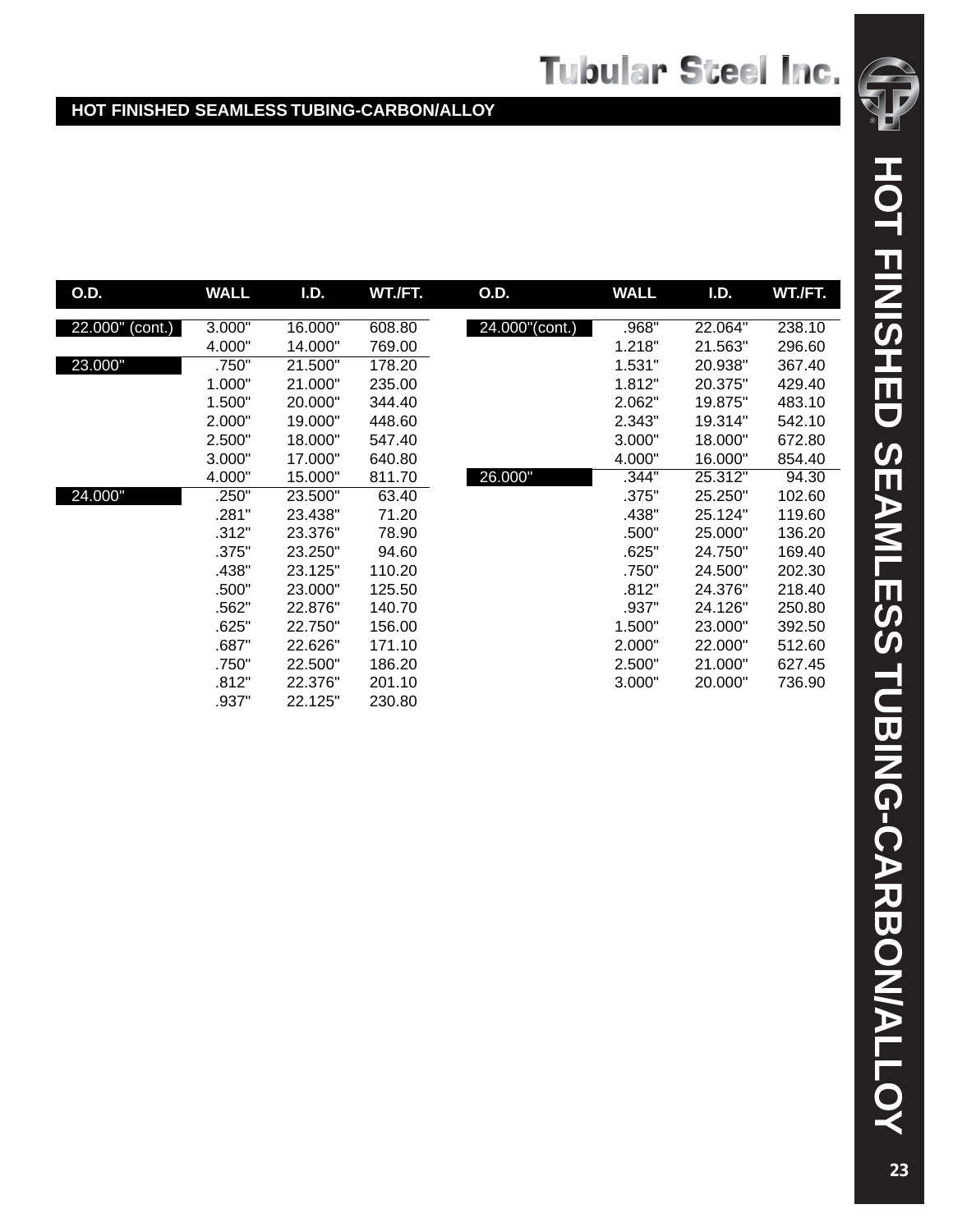## HOT FINISHED SEAMLESS TUBING-CARBON/ALLOY

| O.D. | WALL | I.D. | WT./FT. |
|---|---|---|---|
| 22.000" (cont.) | 3.000" | 16.000" | 608.80 |
| | 4.000" | 14.000" | 769.00 |
| 23.000" | .750" | 21.500" | 178.20 |
| | 1.000" | 21.000" | 235.00 |
| | 1.500" | 20.000" | 344.40 |
| | 2.000" | 19.000" | 448.60 |
| | 2.500" | 18.000" | 547.40 |
| | 3.000" | 17.000" | 640.80 |
| | 4.000" | 15.000" | 811.70 |
| 24.000" | .250" | 23.500" | 63.40 |
| | .281" | 23.438" | 71.20 |
| | .312" | 23.376" | 78.90 |
| | .375" | 23.250" | 94.60 |
| | .438" | 23.125" | 110.20 |
| | .500" | 23.000" | 125.50 |
| | .562" | 22.876" | 140.70 |
| | .625" | 22.750" | 156.00 |
| | .687" | 22.626" | 171.10 |
| | .750" | 22.500" | 186.20 |
| | .812" | 22.376" | 201.10 |
| | .937" | 22.125" | 230.80 |
| 24.000"(cont.) | .968" | 22.064" | 238.10 |
| | 1.218" | 21.563" | 296.60 |
| | 1.531" | 20.938" | 367.40 |
| | 1.812" | 20.375" | 429.40 |
| | 2.062" | 19.875" | 483.10 |
| | 2.343" | 19.314" | 542.10 |
| | 3.000" | 18.000" | 672.80 |
| | 4.000" | 16.000" | 854.40 |
| 26.000" | .344" | 25.312" | 94.30 |
| | .375" | 25.250" | 102.60 |
| | .438" | 25.124" | 119.60 |
| | .500" | 25.000" | 136.20 |
| | .625" | 24.750" | 169.40 |
| | .750" | 24.500" | 202.30 |
| | .812" | 24.376" | 218.40 |
| | .937" | 24.126" | 250.80 |
| | 1.500" | 23.000" | 392.50 |
| | 2.000" | 22.000" | 512.60 |
| | 2.500" | 21.000" | 627.45 |
| | 3.000" | 20.000" | 736.90 |